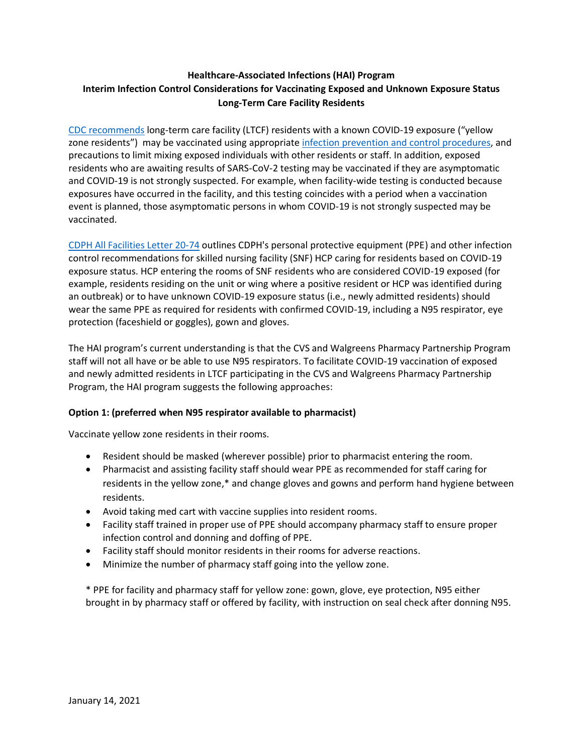**Healthcare-Associated Infections (HAI) Program**
**Interim Infection Control Considerations for Vaccinating Exposed and Unknown Exposure Status Long-Term Care Facility Residents**

CDC recommends long-term care facility (LTCF) residents with a known COVID-19 exposure ("yellow zone residents") may be vaccinated using appropriate infection prevention and control procedures, and precautions to limit mixing exposed individuals with other residents or staff. In addition, exposed residents who are awaiting results of SARS-CoV-2 testing may be vaccinated if they are asymptomatic and COVID-19 is not strongly suspected. For example, when facility-wide testing is conducted because exposures have occurred in the facility, and this testing coincides with a period when a vaccination event is planned, those asymptomatic persons in whom COVID-19 is not strongly suspected may be vaccinated.

CDPH All Facilities Letter 20-74 outlines CDPH's personal protective equipment (PPE) and other infection control recommendations for skilled nursing facility (SNF) HCP caring for residents based on COVID-19 exposure status. HCP entering the rooms of SNF residents who are considered COVID-19 exposed (for example, residents residing on the unit or wing where a positive resident or HCP was identified during an outbreak) or to have unknown COVID-19 exposure status (i.e., newly admitted residents) should wear the same PPE as required for residents with confirmed COVID-19, including a N95 respirator, eye protection (faceshield or goggles), gown and gloves.

The HAI program's current understanding is that the CVS and Walgreens Pharmacy Partnership Program staff will not all have or be able to use N95 respirators. To facilitate COVID-19 vaccination of exposed and newly admitted residents in LTCF participating in the CVS and Walgreens Pharmacy Partnership Program, the HAI program suggests the following approaches:

**Option 1: (preferred when N95 respirator available to pharmacist)**

Vaccinate yellow zone residents in their rooms.

- Resident should be masked (wherever possible) prior to pharmacist entering the room.
- Pharmacist and assisting facility staff should wear PPE as recommended for staff caring for residents in the yellow zone,* and change gloves and gowns and perform hand hygiene between residents.
- Avoid taking med cart with vaccine supplies into resident rooms.
- Facility staff trained in proper use of PPE should accompany pharmacy staff to ensure proper infection control and donning and doffing of PPE.
- Facility staff should monitor residents in their rooms for adverse reactions.
- Minimize the number of pharmacy staff going into the yellow zone.

\* PPE for facility and pharmacy staff for yellow zone: gown, glove, eye protection, N95 either brought in by pharmacy staff or offered by facility, with instruction on seal check after donning N95.

January 14, 2021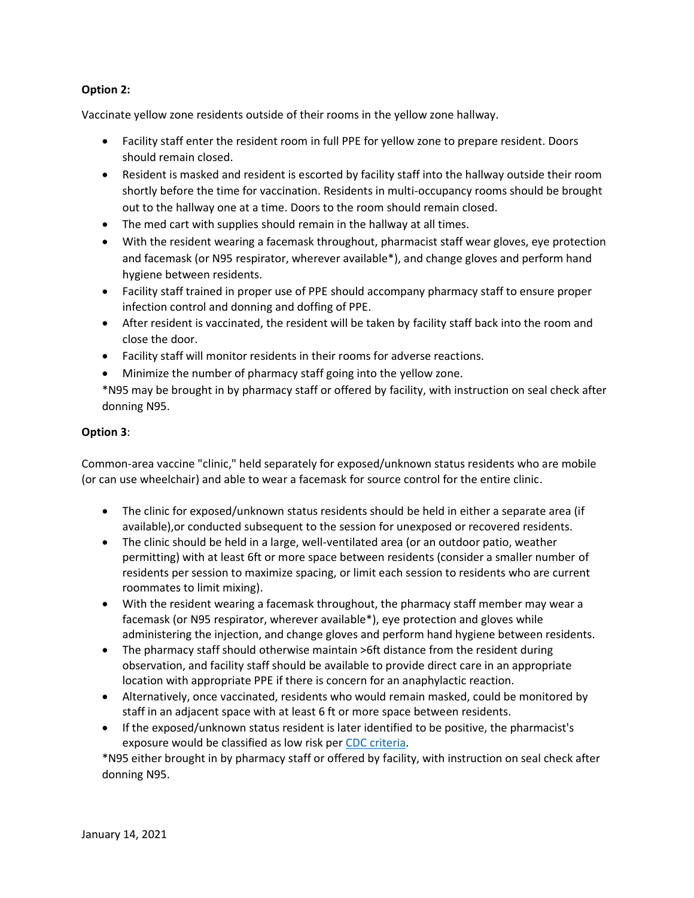**Option 2:**

Vaccinate yellow zone residents outside of their rooms in the yellow zone hallway.

- Facility staff enter the resident room in full PPE for yellow zone to prepare resident. Doors should remain closed.
- Resident is masked and resident is escorted by facility staff into the hallway outside their room shortly before the time for vaccination. Residents in multi-occupancy rooms should be brought out to the hallway one at a time. Doors to the room should remain closed.
- The med cart with supplies should remain in the hallway at all times.
- With the resident wearing a facemask throughout, pharmacist staff wear gloves, eye protection and facemask (or N95 respirator, wherever available*), and change gloves and perform hand hygiene between residents.
- Facility staff trained in proper use of PPE should accompany pharmacy staff to ensure proper infection control and donning and doffing of PPE.
- After resident is vaccinated, the resident will be taken by facility staff back into the room and close the door.
- Facility staff will monitor residents in their rooms for adverse reactions.
- Minimize the number of pharmacy staff going into the yellow zone.

*N95 may be brought in by pharmacy staff or offered by facility, with instruction on seal check after donning N95.

**Option 3**:

Common-area vaccine "clinic," held separately for exposed/unknown status residents who are mobile (or can use wheelchair) and able to wear a facemask for source control for the entire clinic.

- The clinic for exposed/unknown status residents should be held in either a separate area (if available),or conducted subsequent to the session for unexposed or recovered residents.
- The clinic should be held in a large, well-ventilated area (or an outdoor patio, weather permitting) with at least 6ft or more space between residents (consider a smaller number of residents per session to maximize spacing, or limit each session to residents who are current roommates to limit mixing).
- With the resident wearing a facemask throughout, the pharmacy staff member may wear a facemask (or N95 respirator, wherever available*), eye protection and gloves while administering the injection, and change gloves and perform hand hygiene between residents.
- The pharmacy staff should otherwise maintain >6ft distance from the resident during observation, and facility staff should be available to provide direct care in an appropriate location with appropriate PPE if there is concern for an anaphylactic reaction.
- Alternatively, once vaccinated, residents who would remain masked, could be monitored by staff in an adjacent space with at least 6 ft or more space between residents.
- If the exposed/unknown status resident is later identified to be positive, the pharmacist's exposure would be classified as low risk per CDC criteria.

*N95 either brought in by pharmacy staff or offered by facility, with instruction on seal check after donning N95.

January 14, 2021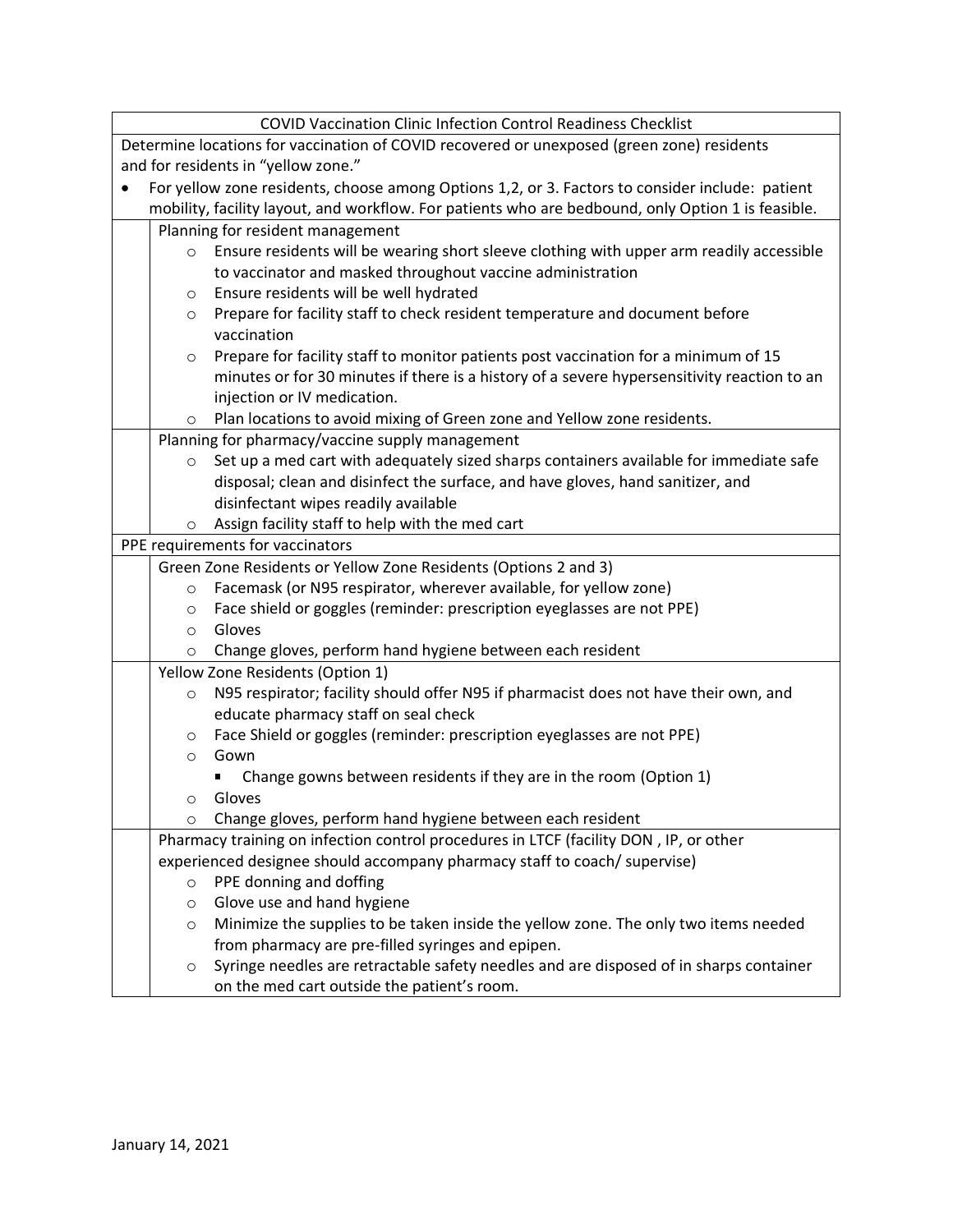## COVID Vaccination Clinic Infection Control Readiness Checklist

Determine locations for vaccination of COVID recovered or unexposed (green zone) residents and for residents in "yellow zone."

- For yellow zone residents, choose among Options 1,2, or 3. Factors to consider include: patient mobility, facility layout, and workflow. For patients who are bedbound, only Option 1 is feasible.

| | |
|---|---|
| | Planning for resident management<br>○ Ensure residents will be wearing short sleeve clothing with upper arm readily accessible to vaccinator and masked throughout vaccine administration<br>○ Ensure residents will be well hydrated<br>○ Prepare for facility staff to check resident temperature and document before vaccination<br>○ Prepare for facility staff to monitor patients post vaccination for a minimum of 15 minutes or for 30 minutes if there is a history of a severe hypersensitivity reaction to an injection or IV medication.<br>○ Plan locations to avoid mixing of Green zone and Yellow zone residents. |
| | Planning for pharmacy/vaccine supply management<br>○ Set up a med cart with adequately sized sharps containers available for immediate safe disposal; clean and disinfect the surface, and have gloves, hand sanitizer, and disinfectant wipes readily available<br>○ Assign facility staff to help with the med cart |

PPE requirements for vaccinators

| | |
|---|---|
| | Green Zone Residents or Yellow Zone Residents (Options 2 and 3)<br>○ Facemask (or N95 respirator, wherever available, for yellow zone)<br>○ Face shield or goggles (reminder: prescription eyeglasses are not PPE)<br>○ Gloves<br>○ Change gloves, perform hand hygiene between each resident |
| | Yellow Zone Residents (Option 1)<br>○ N95 respirator; facility should offer N95 if pharmacist does not have their own, and educate pharmacy staff on seal check<br>○ Face Shield or goggles (reminder: prescription eyeglasses are not PPE)<br>○ Gown<br>&nbsp;&nbsp;&nbsp;&nbsp;■ Change gowns between residents if they are in the room (Option 1)<br>○ Gloves<br>○ Change gloves, perform hand hygiene between each resident |
| | Pharmacy training on infection control procedures in LTCF (facility DON , IP, or other experienced designee should accompany pharmacy staff to coach/ supervise)<br>○ PPE donning and doffing<br>○ Glove use and hand hygiene<br>○ Minimize the supplies to be taken inside the yellow zone. The only two items needed from pharmacy are pre-filled syringes and epipen.<br>○ Syringe needles are retractable safety needles and are disposed of in sharps container on the med cart outside the patient's room. |

January 14, 2021